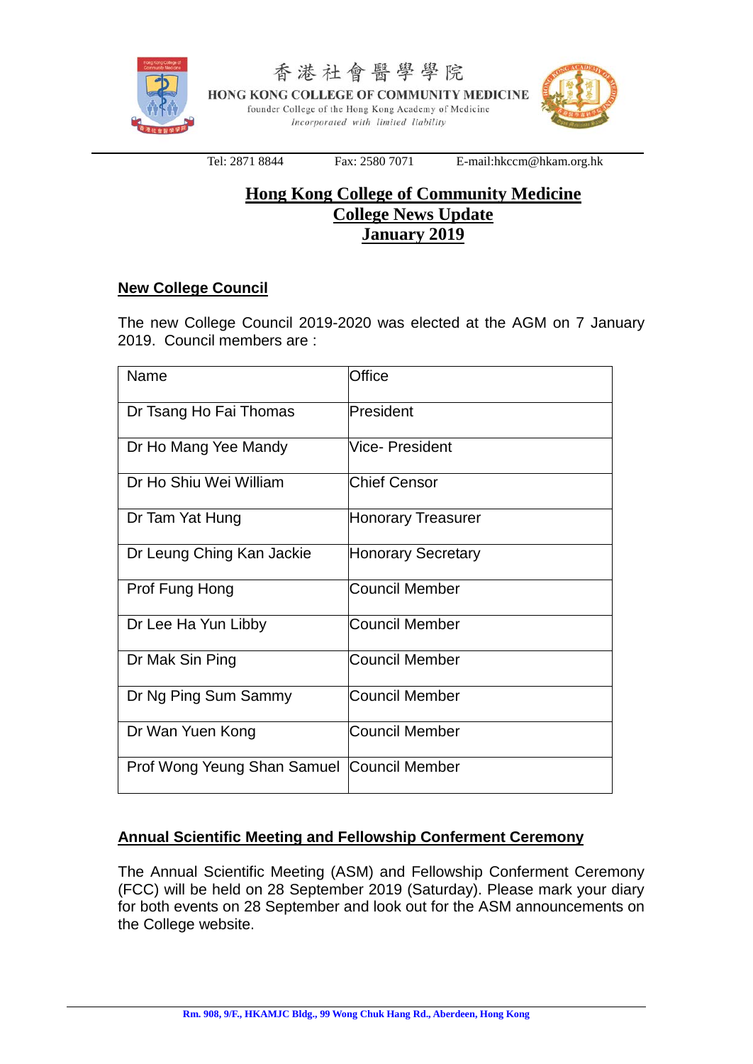香港社會醫學學院

HONG KONG COLLEGE OF COMMUNITY MEDICINE

founder College of the Hong Kong Academy of Medicine

*Incorporated with limited liability*

Tel: 2871 8844 Fax: 2580 7071 E-mail:hkccm@hkam.org.hk

# Hong Kong College of Community Medicine
# College News Update
# January 2019

## New College Council

The new College Council 2019-2020 was elected at the AGM on 7 January 2019. Council members are :

| Name | Office |
|---|---|
| Dr Tsang Ho Fai Thomas | President |
| Dr Ho Mang Yee Mandy | Vice- President |
| Dr Ho Shiu Wei William | Chief Censor |
| Dr Tam Yat Hung | Honorary Treasurer |
| Dr Leung Ching Kan Jackie | Honorary Secretary |
| Prof Fung Hong | Council Member |
| Dr Lee Ha Yun Libby | Council Member |
| Dr Mak Sin Ping | Council Member |
| Dr Ng Ping Sum Sammy | Council Member |
| Dr Wan Yuen Kong | Council Member |
| Prof Wong Yeung Shan Samuel | Council Member |

## Annual Scientific Meeting and Fellowship Conferment Ceremony

The Annual Scientific Meeting (ASM) and Fellowship Conferment Ceremony (FCC) will be held on 28 September 2019 (Saturday). Please mark your diary for both events on 28 September and look out for the ASM announcements on the College website.

Rm. 908, 9/F., HKAMJC Bldg., 99 Wong Chuk Hang Rd., Aberdeen, Hong Kong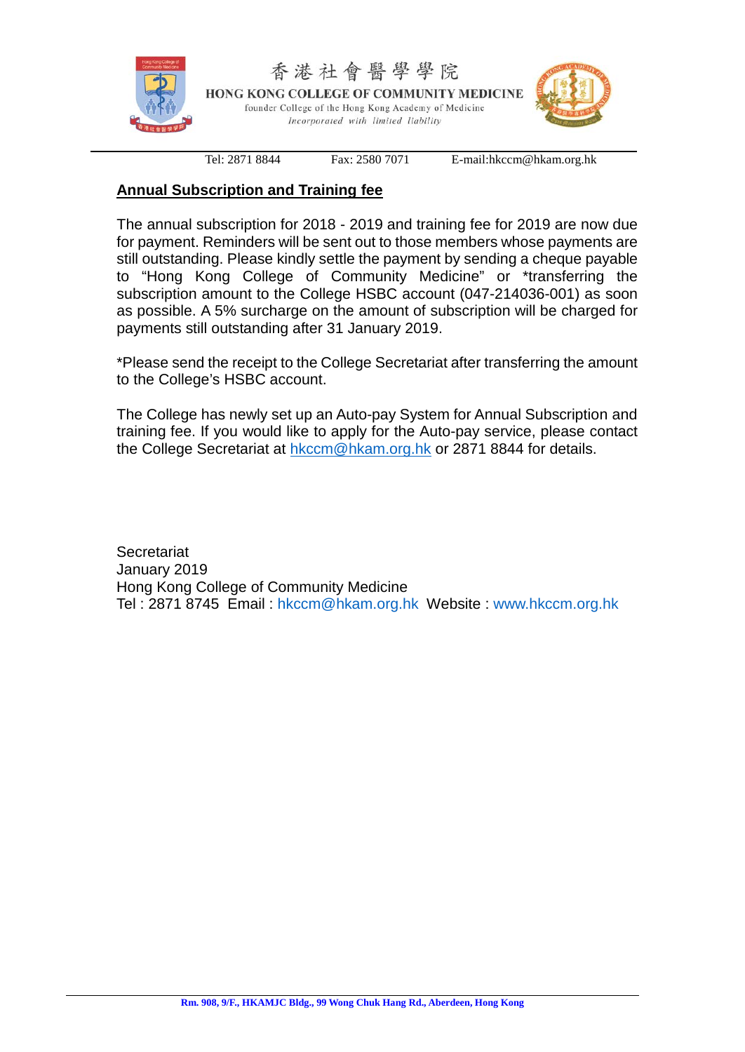香港社會醫學學院

HONG KONG COLLEGE OF COMMUNITY MEDICINE

founder College of the Hong Kong Academy of Medicine

*Incorporated with limited liability*

Tel: 2871 8844 Fax: 2580 7071 E-mail:hkccm@hkam.org.hk

## Annual Subscription and Training fee

The annual subscription for 2018 - 2019 and training fee for 2019 are now due for payment. Reminders will be sent out to those members whose payments are still outstanding. Please kindly settle the payment by sending a cheque payable to "Hong Kong College of Community Medicine" or *transferring the subscription amount to the College HSBC account (047-214036-001) as soon as possible. A 5% surcharge on the amount of subscription will be charged for payments still outstanding after 31 January 2019.

*Please send the receipt to the College Secretariat after transferring the amount to the College's HSBC account.

The College has newly set up an Auto-pay System for Annual Subscription and training fee. If you would like to apply for the Auto-pay service, please contact the College Secretariat at hkccm@hkam.org.hk or 2871 8844 for details.

Secretariat
January 2019
Hong Kong College of Community Medicine
Tel : 2871 8745 Email : hkccm@hkam.org.hk Website : www.hkccm.org.hk

**Rm. 908, 9/F., HKAMJC Bldg., 99 Wong Chuk Hang Rd., Aberdeen, Hong Kong**